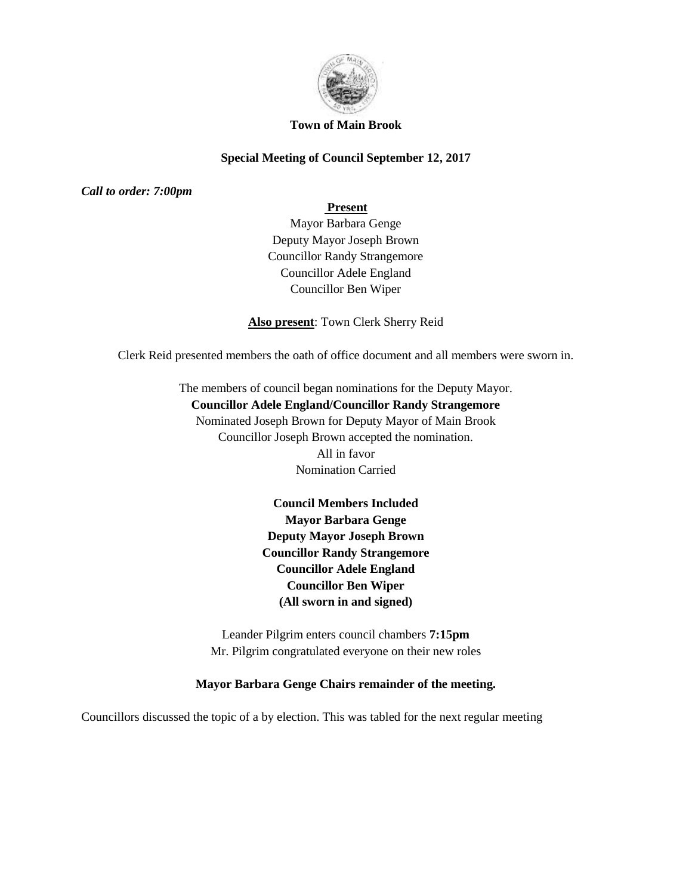**Town of Main Brook**

**Special Meeting of Council September 12, 2017**

***Call to order: 7:00pm***

**Present**

Mayor Barbara Genge
Deputy Mayor Joseph Brown
Councillor Randy Strangemore
Councillor Adele England
Councillor Ben Wiper

**Also present**: Town Clerk Sherry Reid

Clerk Reid presented members the oath of office document and all members were sworn in.

The members of council began nominations for the Deputy Mayor.
**Councillor Adele England/Councillor Randy Strangemore**
Nominated Joseph Brown for Deputy Mayor of Main Brook
Councillor Joseph Brown accepted the nomination.
All in favor
Nomination Carried

**Council Members Included**
**Mayor Barbara Genge**
**Deputy Mayor Joseph Brown**
**Councillor Randy Strangemore**
**Councillor Adele England**
**Councillor Ben Wiper**
**(All sworn in and signed)**

Leander Pilgrim enters council chambers **7:15pm**
Mr. Pilgrim congratulated everyone on their new roles

**Mayor Barbara Genge Chairs remainder of the meeting.**

Councillors discussed the topic of a by election. This was tabled for the next regular meeting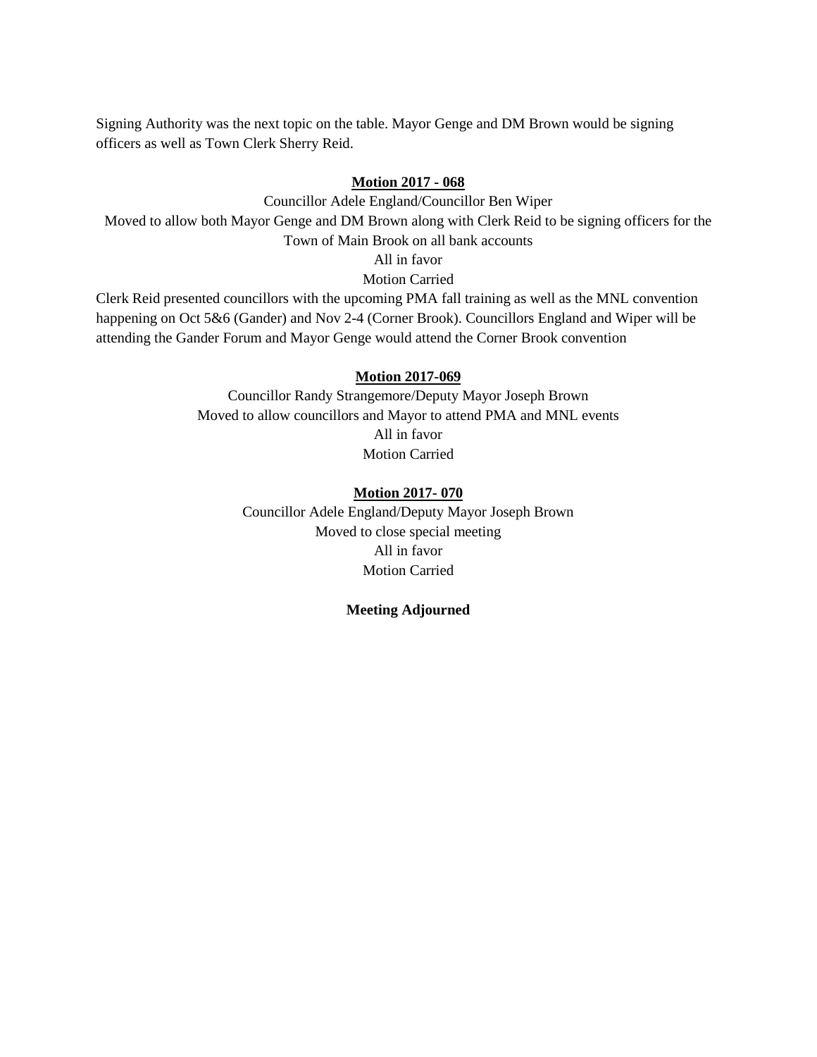Signing Authority was the next topic on the table. Mayor Genge and DM Brown would be signing officers as well as Town Clerk Sherry Reid.

**<u>Motion 2017 - 068</u>**

Councillor Adele England/Councillor Ben Wiper

Moved to allow both Mayor Genge and DM Brown along with Clerk Reid to be signing officers for the Town of Main Brook on all bank accounts

All in favor

Motion Carried

Clerk Reid presented councillors with the upcoming PMA fall training as well as the MNL convention happening on Oct 5&6 (Gander) and Nov 2-4 (Corner Brook). Councillors England and Wiper will be attending the Gander Forum and Mayor Genge would attend the Corner Brook convention

**<u>Motion 2017-069</u>**

Councillor Randy Strangemore/Deputy Mayor Joseph Brown

Moved to allow councillors and Mayor to attend PMA and MNL events

All in favor

Motion Carried

**<u>Motion 2017- 070</u>**

Councillor Adele England/Deputy Mayor Joseph Brown

Moved to close special meeting

All in favor

Motion Carried

**Meeting Adjourned**